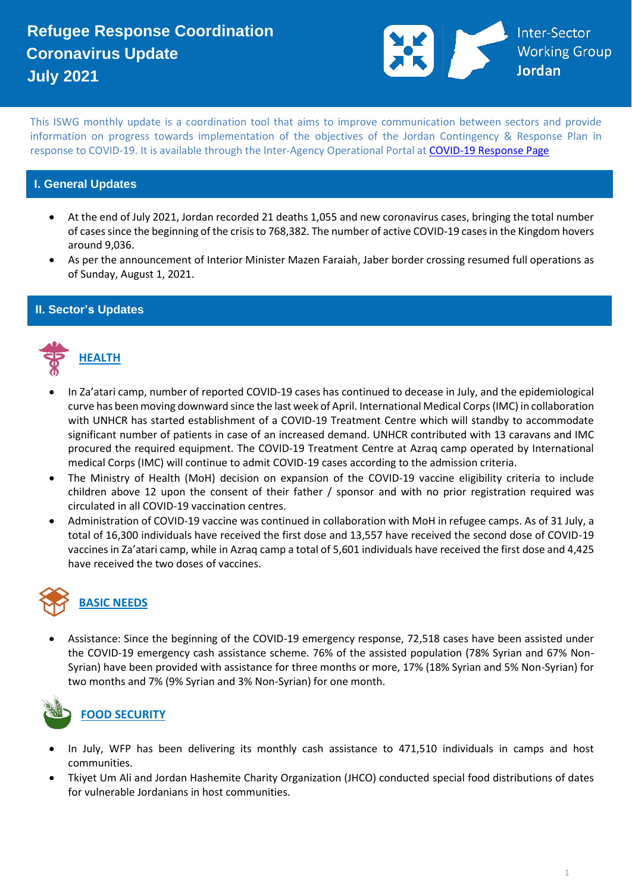# Refugee Response Coordination Coronavirus Update July 2021

Inter-Sector Working Group Jordan

This ISWG monthly update is a coordination tool that aims to improve communication between sectors and provide information on progress towards implementation of the objectives of the Jordan Contingency & Response Plan in response to COVID-19. It is available through the Inter-Agency Operational Portal at [COVID-19 Response Page]

## I. General Updates

- At the end of July 2021, Jordan recorded 21 deaths 1,055 and new coronavirus cases, bringing the total number of cases since the beginning of the crisis to 768,382. The number of active COVID-19 cases in the Kingdom hovers around 9,036.
- As per the announcement of Interior Minister Mazen Faraiah, Jaber border crossing resumed full operations as of Sunday, August 1, 2021.

## II. Sector's Updates

### HEALTH

- In Za'atari camp, number of reported COVID-19 cases has continued to decease in July, and the epidemiological curve has been moving downward since the last week of April. International Medical Corps (IMC) in collaboration with UNHCR has started establishment of a COVID-19 Treatment Centre which will standby to accommodate significant number of patients in case of an increased demand. UNHCR contributed with 13 caravans and IMC procured the required equipment. The COVID-19 Treatment Centre at Azraq camp operated by International medical Corps (IMC) will continue to admit COVID-19 cases according to the admission criteria.
- The Ministry of Health (MoH) decision on expansion of the COVID-19 vaccine eligibility criteria to include children above 12 upon the consent of their father / sponsor and with no prior registration required was circulated in all COVID-19 vaccination centres.
- Administration of COVID-19 vaccine was continued in collaboration with MoH in refugee camps. As of 31 July, a total of 16,300 individuals have received the first dose and 13,557 have received the second dose of COVID-19 vaccines in Za'atari camp, while in Azraq camp a total of 5,601 individuals have received the first dose and 4,425 have received the two doses of vaccines.

### BASIC NEEDS

- Assistance: Since the beginning of the COVID-19 emergency response, 72,518 cases have been assisted under the COVID-19 emergency cash assistance scheme. 76% of the assisted population (78% Syrian and 67% Non-Syrian) have been provided with assistance for three months or more, 17% (18% Syrian and 5% Non-Syrian) for two months and 7% (9% Syrian and 3% Non-Syrian) for one month.

### FOOD SECURITY

- In July, WFP has been delivering its monthly cash assistance to 471,510 individuals in camps and host communities.
- Tkiyet Um Ali and Jordan Hashemite Charity Organization (JHCO) conducted special food distributions of dates for vulnerable Jordanians in host communities.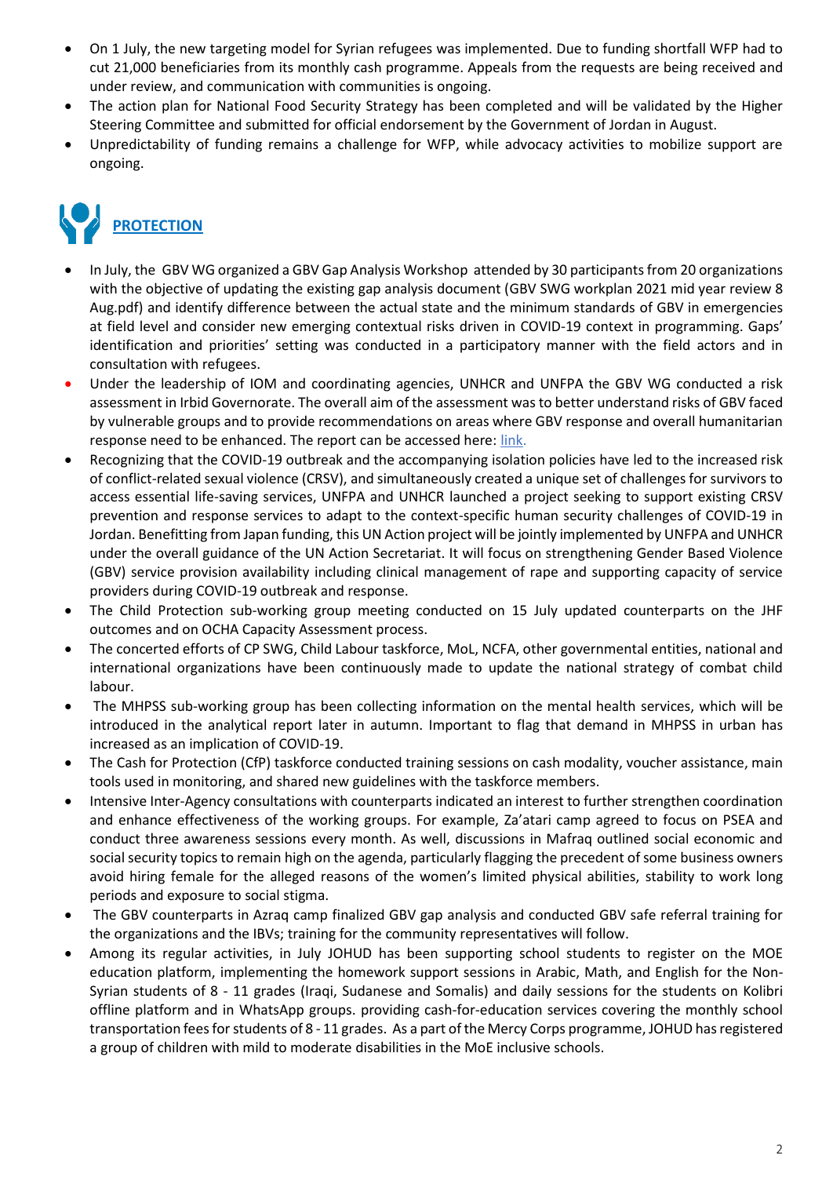- On 1 July, the new targeting model for Syrian refugees was implemented. Due to funding shortfall WFP had to cut 21,000 beneficiaries from its monthly cash programme. Appeals from the requests are being received and under review, and communication with communities is ongoing.
- The action plan for National Food Security Strategy has been completed and will be validated by the Higher Steering Committee and submitted for official endorsement by the Government of Jordan in August.
- Unpredictability of funding remains a challenge for WFP, while advocacy activities to mobilize support are ongoing.

## PROTECTION

- In July, the GBV WG organized a GBV Gap Analysis Workshop attended by 30 participants from 20 organizations with the objective of updating the existing gap analysis document (GBV SWG workplan 2021 mid year review 8 Aug.pdf) and identify difference between the actual state and the minimum standards of GBV in emergencies at field level and consider new emerging contextual risks driven in COVID-19 context in programming. Gaps' identification and priorities' setting was conducted in a participatory manner with the field actors and in consultation with refugees.
- Under the leadership of IOM and coordinating agencies, UNHCR and UNFPA the GBV WG conducted a risk assessment in Irbid Governorate. The overall aim of the assessment was to better understand risks of GBV faced by vulnerable groups and to provide recommendations on areas where GBV response and overall humanitarian response need to be enhanced. The report can be accessed here: link.
- Recognizing that the COVID-19 outbreak and the accompanying isolation policies have led to the increased risk of conflict-related sexual violence (CRSV), and simultaneously created a unique set of challenges for survivors to access essential life-saving services, UNFPA and UNHCR launched a project seeking to support existing CRSV prevention and response services to adapt to the context-specific human security challenges of COVID-19 in Jordan. Benefitting from Japan funding, this UN Action project will be jointly implemented by UNFPA and UNHCR under the overall guidance of the UN Action Secretariat. It will focus on strengthening Gender Based Violence (GBV) service provision availability including clinical management of rape and supporting capacity of service providers during COVID-19 outbreak and response.
- The Child Protection sub-working group meeting conducted on 15 July updated counterparts on the JHF outcomes and on OCHA Capacity Assessment process.
- The concerted efforts of CP SWG, Child Labour taskforce, MoL, NCFA, other governmental entities, national and international organizations have been continuously made to update the national strategy of combat child labour.
- The MHPSS sub-working group has been collecting information on the mental health services, which will be introduced in the analytical report later in autumn. Important to flag that demand in MHPSS in urban has increased as an implication of COVID-19.
- The Cash for Protection (CfP) taskforce conducted training sessions on cash modality, voucher assistance, main tools used in monitoring, and shared new guidelines with the taskforce members.
- Intensive Inter-Agency consultations with counterparts indicated an interest to further strengthen coordination and enhance effectiveness of the working groups. For example, Za'atari camp agreed to focus on PSEA and conduct three awareness sessions every month. As well, discussions in Mafraq outlined social economic and social security topics to remain high on the agenda, particularly flagging the precedent of some business owners avoid hiring female for the alleged reasons of the women's limited physical abilities, stability to work long periods and exposure to social stigma.
- The GBV counterparts in Azraq camp finalized GBV gap analysis and conducted GBV safe referral training for the organizations and the IBVs; training for the community representatives will follow.
- Among its regular activities, in July JOHUD has been supporting school students to register on the MOE education platform, implementing the homework support sessions in Arabic, Math, and English for the Non-Syrian students of 8 - 11 grades (Iraqi, Sudanese and Somalis) and daily sessions for the students on Kolibri offline platform and in WhatsApp groups. providing cash-for-education services covering the monthly school transportation fees for students of 8 - 11 grades. As a part of the Mercy Corps programme, JOHUD has registered a group of children with mild to moderate disabilities in the MoE inclusive schools.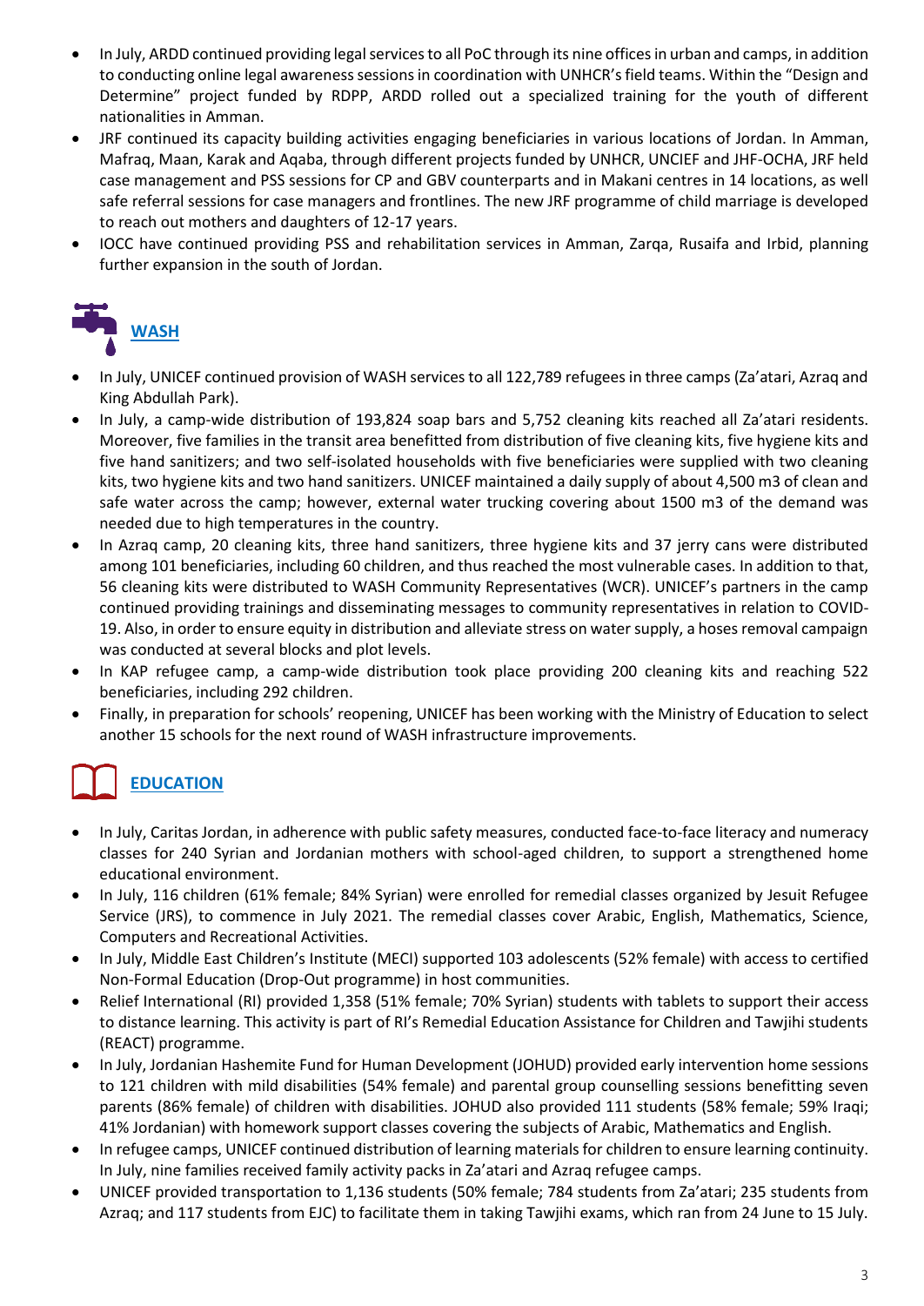- In July, ARDD continued providing legal services to all PoC through its nine offices in urban and camps, in addition to conducting online legal awareness sessions in coordination with UNHCR's field teams. Within the "Design and Determine" project funded by RDPP, ARDD rolled out a specialized training for the youth of different nationalities in Amman.
- JRF continued its capacity building activities engaging beneficiaries in various locations of Jordan. In Amman, Mafraq, Maan, Karak and Aqaba, through different projects funded by UNHCR, UNCIEF and JHF-OCHA, JRF held case management and PSS sessions for CP and GBV counterparts and in Makani centres in 14 locations, as well safe referral sessions for case managers and frontlines. The new JRF programme of child marriage is developed to reach out mothers and daughters of 12-17 years.
- IOCC have continued providing PSS and rehabilitation services in Amman, Zarqa, Rusaifa and Irbid, planning further expansion in the south of Jordan.

## WASH

- In July, UNICEF continued provision of WASH services to all 122,789 refugees in three camps (Za'atari, Azraq and King Abdullah Park).
- In July, a camp-wide distribution of 193,824 soap bars and 5,752 cleaning kits reached all Za'atari residents. Moreover, five families in the transit area benefitted from distribution of five cleaning kits, five hygiene kits and five hand sanitizers; and two self-isolated households with five beneficiaries were supplied with two cleaning kits, two hygiene kits and two hand sanitizers. UNICEF maintained a daily supply of about 4,500 m3 of clean and safe water across the camp; however, external water trucking covering about 1500 m3 of the demand was needed due to high temperatures in the country.
- In Azraq camp, 20 cleaning kits, three hand sanitizers, three hygiene kits and 37 jerry cans were distributed among 101 beneficiaries, including 60 children, and thus reached the most vulnerable cases. In addition to that, 56 cleaning kits were distributed to WASH Community Representatives (WCR). UNICEF's partners in the camp continued providing trainings and disseminating messages to community representatives in relation to COVID-19. Also, in order to ensure equity in distribution and alleviate stress on water supply, a hoses removal campaign was conducted at several blocks and plot levels.
- In KAP refugee camp, a camp-wide distribution took place providing 200 cleaning kits and reaching 522 beneficiaries, including 292 children.
- Finally, in preparation for schools' reopening, UNICEF has been working with the Ministry of Education to select another 15 schools for the next round of WASH infrastructure improvements.

## EDUCATION

- In July, Caritas Jordan, in adherence with public safety measures, conducted face-to-face literacy and numeracy classes for 240 Syrian and Jordanian mothers with school-aged children, to support a strengthened home educational environment.
- In July, 116 children (61% female; 84% Syrian) were enrolled for remedial classes organized by Jesuit Refugee Service (JRS), to commence in July 2021. The remedial classes cover Arabic, English, Mathematics, Science, Computers and Recreational Activities.
- In July, Middle East Children's Institute (MECI) supported 103 adolescents (52% female) with access to certified Non-Formal Education (Drop-Out programme) in host communities.
- Relief International (RI) provided 1,358 (51% female; 70% Syrian) students with tablets to support their access to distance learning. This activity is part of RI's Remedial Education Assistance for Children and Tawjihi students (REACT) programme.
- In July, Jordanian Hashemite Fund for Human Development (JOHUD) provided early intervention home sessions to 121 children with mild disabilities (54% female) and parental group counselling sessions benefitting seven parents (86% female) of children with disabilities. JOHUD also provided 111 students (58% female; 59% Iraqi; 41% Jordanian) with homework support classes covering the subjects of Arabic, Mathematics and English.
- In refugee camps, UNICEF continued distribution of learning materials for children to ensure learning continuity. In July, nine families received family activity packs in Za'atari and Azraq refugee camps.
- UNICEF provided transportation to 1,136 students (50% female; 784 students from Za'atari; 235 students from Azraq; and 117 students from EJC) to facilitate them in taking Tawjihi exams, which ran from 24 June to 15 July.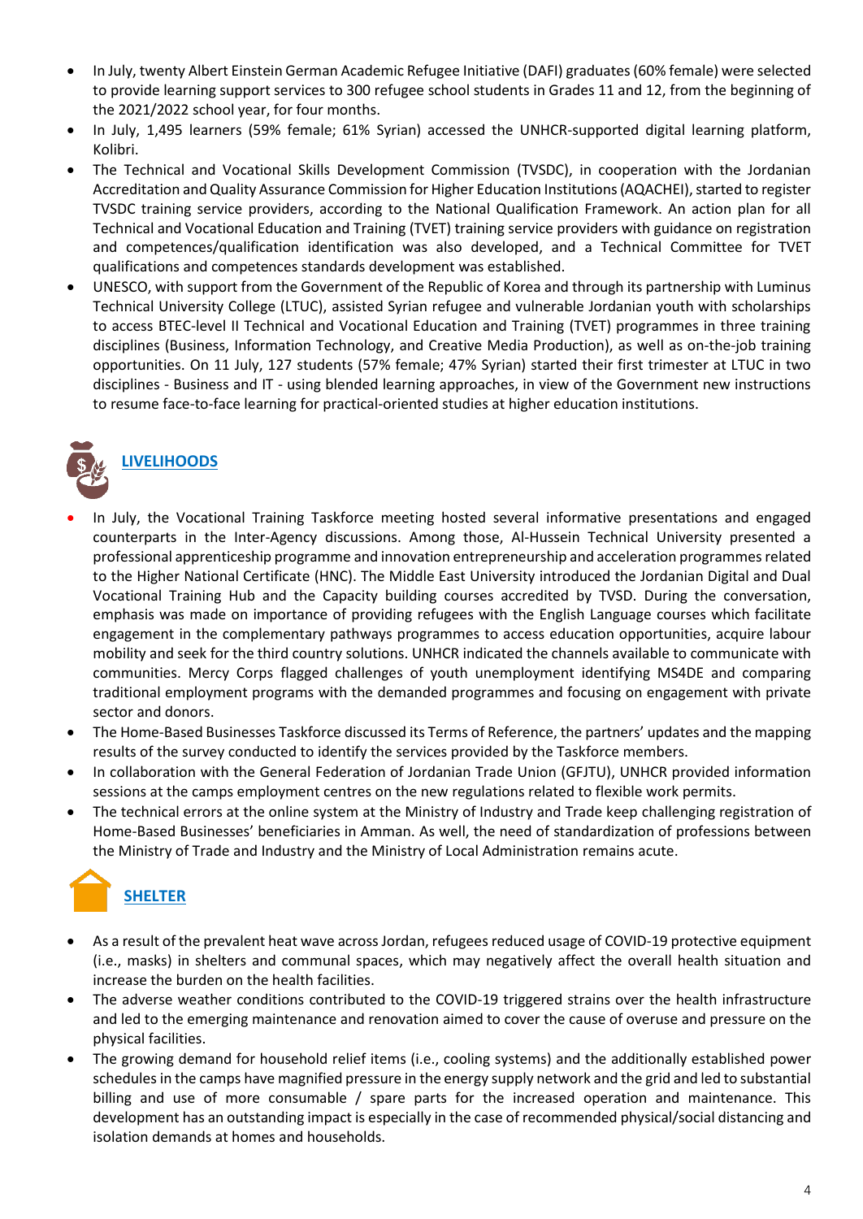- In July, twenty Albert Einstein German Academic Refugee Initiative (DAFI) graduates (60% female) were selected to provide learning support services to 300 refugee school students in Grades 11 and 12, from the beginning of the 2021/2022 school year, for four months.
- In July, 1,495 learners (59% female; 61% Syrian) accessed the UNHCR-supported digital learning platform, Kolibri.
- The Technical and Vocational Skills Development Commission (TVSDC), in cooperation with the Jordanian Accreditation and Quality Assurance Commission for Higher Education Institutions (AQACHEI), started to register TVSDC training service providers, according to the National Qualification Framework. An action plan for all Technical and Vocational Education and Training (TVET) training service providers with guidance on registration and competences/qualification identification was also developed, and a Technical Committee for TVET qualifications and competences standards development was established.
- UNESCO, with support from the Government of the Republic of Korea and through its partnership with Luminus Technical University College (LTUC), assisted Syrian refugee and vulnerable Jordanian youth with scholarships to access BTEC-level II Technical and Vocational Education and Training (TVET) programmes in three training disciplines (Business, Information Technology, and Creative Media Production), as well as on-the-job training opportunities. On 11 July, 127 students (57% female; 47% Syrian) started their first trimester at LTUC in two disciplines - Business and IT - using blended learning approaches, in view of the Government new instructions to resume face-to-face learning for practical-oriented studies at higher education institutions.

## LIVELIHOODS

- In July, the Vocational Training Taskforce meeting hosted several informative presentations and engaged counterparts in the Inter-Agency discussions. Among those, Al-Hussein Technical University presented a professional apprenticeship programme and innovation entrepreneurship and acceleration programmes related to the Higher National Certificate (HNC). The Middle East University introduced the Jordanian Digital and Dual Vocational Training Hub and the Capacity building courses accredited by TVSD. During the conversation, emphasis was made on importance of providing refugees with the English Language courses which facilitate engagement in the complementary pathways programmes to access education opportunities, acquire labour mobility and seek for the third country solutions. UNHCR indicated the channels available to communicate with communities. Mercy Corps flagged challenges of youth unemployment identifying MS4DE and comparing traditional employment programs with the demanded programmes and focusing on engagement with private sector and donors.
- The Home-Based Businesses Taskforce discussed its Terms of Reference, the partners' updates and the mapping results of the survey conducted to identify the services provided by the Taskforce members.
- In collaboration with the General Federation of Jordanian Trade Union (GFJTU), UNHCR provided information sessions at the camps employment centres on the new regulations related to flexible work permits.
- The technical errors at the online system at the Ministry of Industry and Trade keep challenging registration of Home-Based Businesses' beneficiaries in Amman. As well, the need of standardization of professions between the Ministry of Trade and Industry and the Ministry of Local Administration remains acute.

## SHELTER

- As a result of the prevalent heat wave across Jordan, refugees reduced usage of COVID-19 protective equipment (i.e., masks) in shelters and communal spaces, which may negatively affect the overall health situation and increase the burden on the health facilities.
- The adverse weather conditions contributed to the COVID-19 triggered strains over the health infrastructure and led to the emerging maintenance and renovation aimed to cover the cause of overuse and pressure on the physical facilities.
- The growing demand for household relief items (i.e., cooling systems) and the additionally established power schedules in the camps have magnified pressure in the energy supply network and the grid and led to substantial billing and use of more consumable / spare parts for the increased operation and maintenance. This development has an outstanding impact is especially in the case of recommended physical/social distancing and isolation demands at homes and households.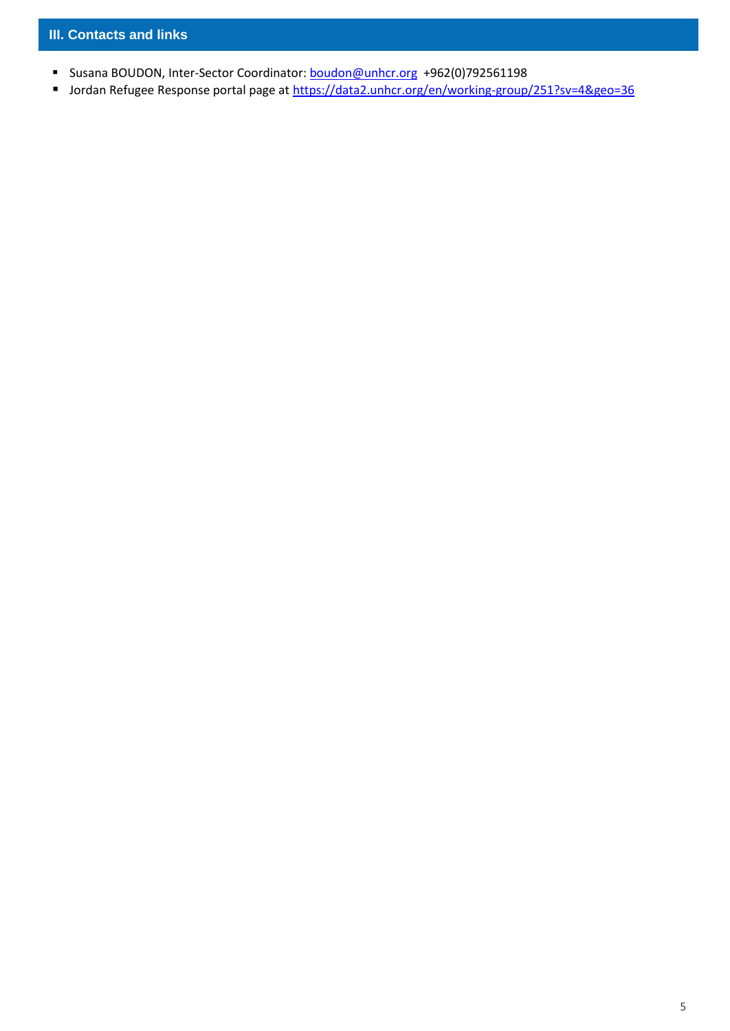## III. Contacts and links

- Susana BOUDON, Inter-Sector Coordinator: boudon@unhcr.org +962(0)792561198
- Jordan Refugee Response portal page at https://data2.unhcr.org/en/working-group/251?sv=4&geo=36